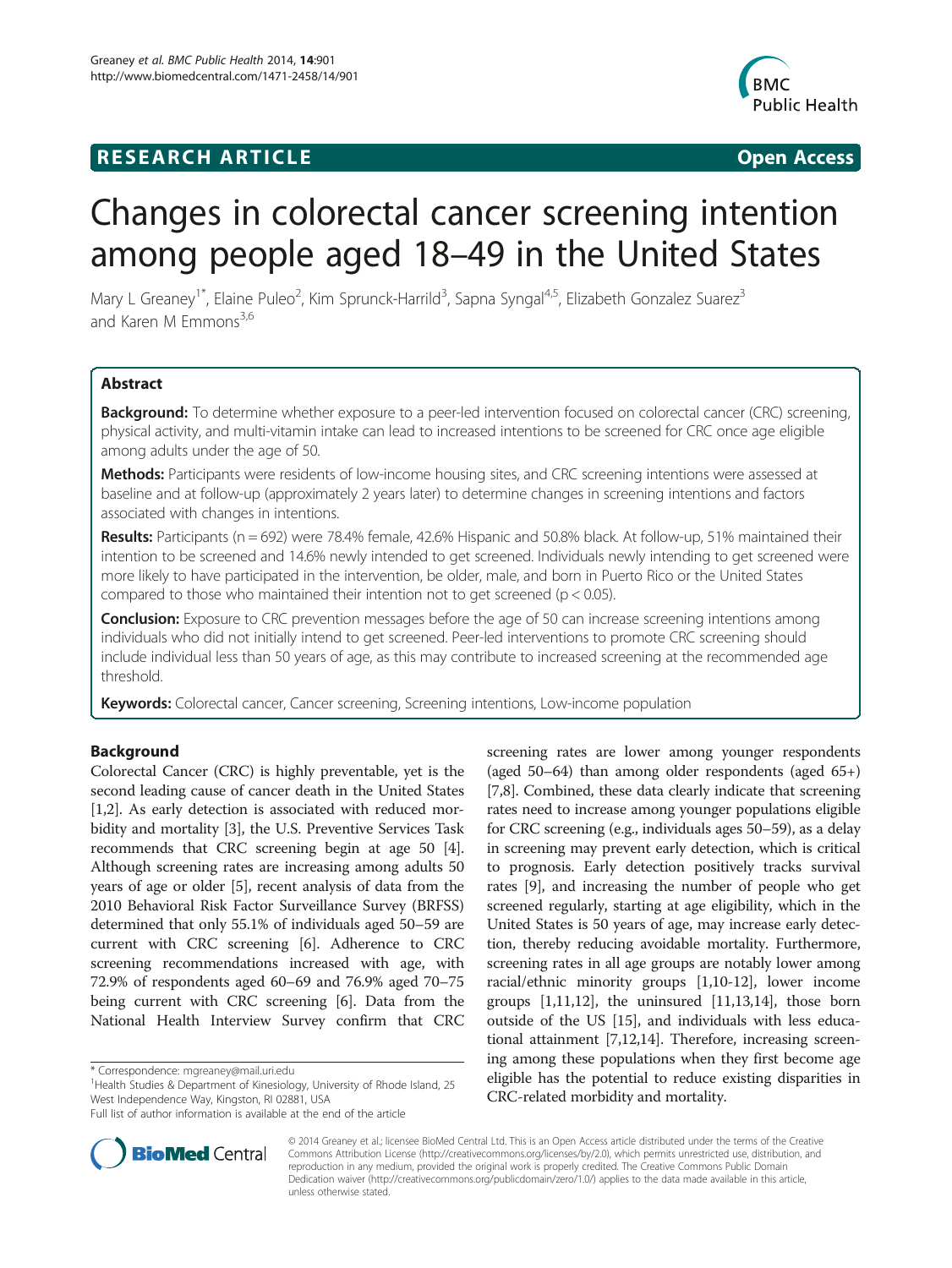**RESEARCH ARTICLE** **Open Access**

# Changes in colorectal cancer screening intention among people aged 18–49 in the United States

Mary L Greaney[1*], Elaine Puleo[2], Kim Sprunck-Harrild[3], Sapna Syngal[4,5], Elizabeth Gonzalez Suarez[3] and Karen M Emmons[3,6]

## Abstract

**Background:** To determine whether exposure to a peer-led intervention focused on colorectal cancer (CRC) screening, physical activity, and multi-vitamin intake can lead to increased intentions to be screened for CRC once age eligible among adults under the age of 50.

**Methods:** Participants were residents of low-income housing sites, and CRC screening intentions were assessed at baseline and at follow-up (approximately 2 years later) to determine changes in screening intentions and factors associated with changes in intentions.

**Results:** Participants (n = 692) were 78.4% female, 42.6% Hispanic and 50.8% black. At follow-up, 51% maintained their intention to be screened and 14.6% newly intended to get screened. Individuals newly intending to get screened were more likely to have participated in the intervention, be older, male, and born in Puerto Rico or the United States compared to those who maintained their intention not to get screened ($p < 0.05$).

**Conclusion:** Exposure to CRC prevention messages before the age of 50 can increase screening intentions among individuals who did not initially intend to get screened. Peer-led interventions to promote CRC screening should include individual less than 50 years of age, as this may contribute to increased screening at the recommended age threshold.

**Keywords:** Colorectal cancer, Cancer screening, Screening intentions, Low-income population

## Background

Colorectal Cancer (CRC) is highly preventable, yet is the second leading cause of cancer death in the United States [1,2]. As early detection is associated with reduced morbidity and mortality [3], the U.S. Preventive Services Task recommends that CRC screening begin at age 50 [4]. Although screening rates are increasing among adults 50 years of age or older [5], recent analysis of data from the 2010 Behavioral Risk Factor Surveillance Survey (BRFSS) determined that only 55.1% of individuals aged 50–59 are current with CRC screening [6]. Adherence to CRC screening recommendations increased with age, with 72.9% of respondents aged 60–69 and 76.9% aged 70–75 being current with CRC screening [6]. Data from the National Health Interview Survey confirm that CRC screening rates are lower among younger respondents (aged 50–64) than among older respondents (aged 65+) [7,8]. Combined, these data clearly indicate that screening rates need to increase among younger populations eligible for CRC screening (e.g., individuals ages 50–59), as a delay in screening may prevent early detection, which is critical to prognosis. Early detection positively tracks survival rates [9], and increasing the number of people who get screened regularly, starting at age eligibility, which in the United States is 50 years of age, may increase early detection, thereby reducing avoidable mortality. Furthermore, screening rates in all age groups are notably lower among racial/ethnic minority groups [1,10-12], lower income groups [1,11,12], the uninsured [11,13,14], those born outside of the US [15], and individuals with less educational attainment [7,12,14]. Therefore, increasing screening among these populations when they first become age eligible has the potential to reduce existing disparities in CRC-related morbidity and mortality.

\* Correspondence: mgreaney@mail.uri.edu

[1]Health Studies & Department of Kinesiology, University of Rhode Island, 25 West Independence Way, Kingston, RI 02881, USA

Full list of author information is available at the end of the article

© 2014 Greaney et al.; licensee BioMed Central Ltd. This is an Open Access article distributed under the terms of the Creative Commons Attribution License (http://creativecommons.org/licenses/by/2.0), which permits unrestricted use, distribution, and reproduction in any medium, provided the original work is properly credited. The Creative Commons Public Domain Dedication waiver (http://creativecommons.org/publicdomain/zero/1.0/) applies to the data made available in this article, unless otherwise stated.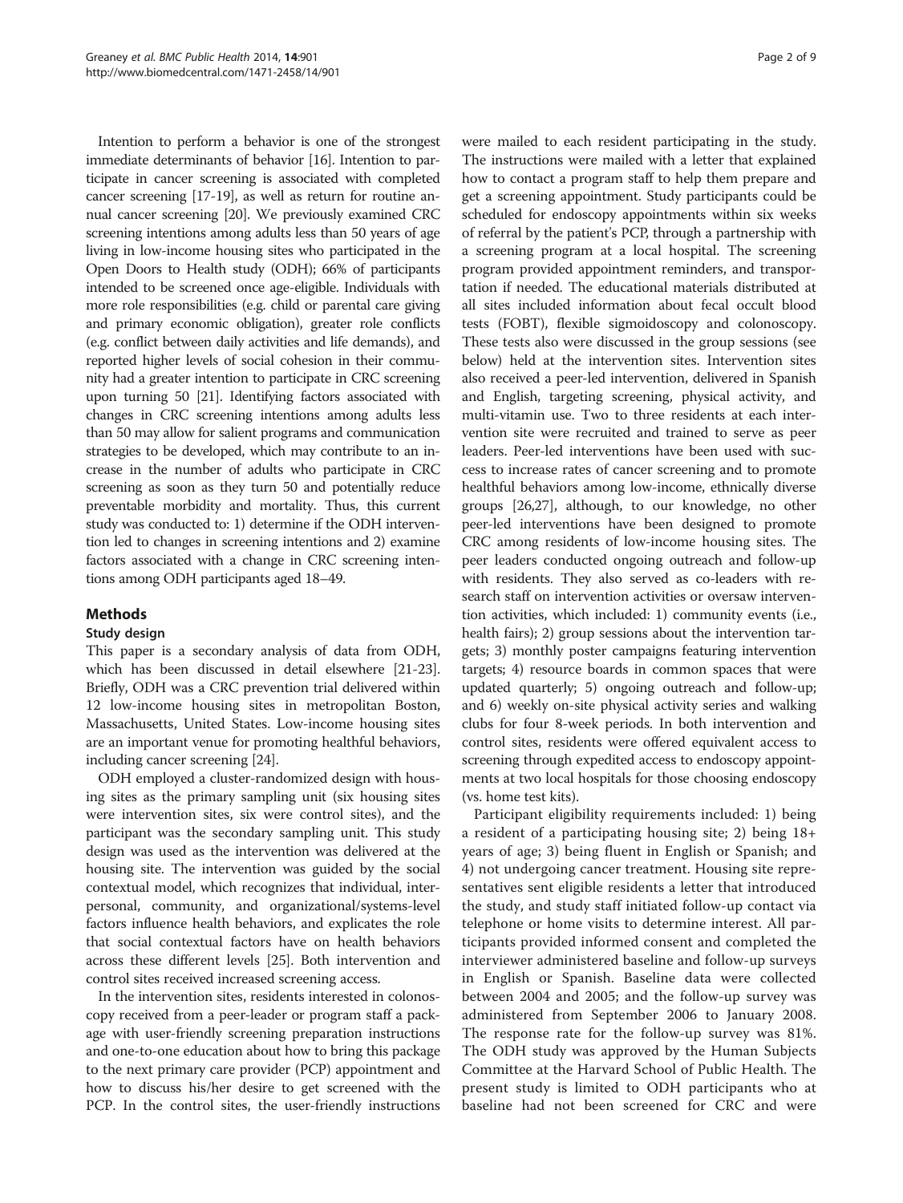Intention to perform a behavior is one of the strongest immediate determinants of behavior [16]. Intention to participate in cancer screening is associated with completed cancer screening [17-19], as well as return for routine annual cancer screening [20]. We previously examined CRC screening intentions among adults less than 50 years of age living in low-income housing sites who participated in the Open Doors to Health study (ODH); 66% of participants intended to be screened once age-eligible. Individuals with more role responsibilities (e.g. child or parental care giving and primary economic obligation), greater role conflicts (e.g. conflict between daily activities and life demands), and reported higher levels of social cohesion in their community had a greater intention to participate in CRC screening upon turning 50 [21]. Identifying factors associated with changes in CRC screening intentions among adults less than 50 may allow for salient programs and communication strategies to be developed, which may contribute to an increase in the number of adults who participate in CRC screening as soon as they turn 50 and potentially reduce preventable morbidity and mortality. Thus, this current study was conducted to: 1) determine if the ODH intervention led to changes in screening intentions and 2) examine factors associated with a change in CRC screening intentions among ODH participants aged 18–49.

## Methods

### Study design

This paper is a secondary analysis of data from ODH, which has been discussed in detail elsewhere [21-23]. Briefly, ODH was a CRC prevention trial delivered within 12 low-income housing sites in metropolitan Boston, Massachusetts, United States. Low-income housing sites are an important venue for promoting healthful behaviors, including cancer screening [24].

ODH employed a cluster-randomized design with housing sites as the primary sampling unit (six housing sites were intervention sites, six were control sites), and the participant was the secondary sampling unit. This study design was used as the intervention was delivered at the housing site. The intervention was guided by the social contextual model, which recognizes that individual, interpersonal, community, and organizational/systems-level factors influence health behaviors, and explicates the role that social contextual factors have on health behaviors across these different levels [25]. Both intervention and control sites received increased screening access.

In the intervention sites, residents interested in colonoscopy received from a peer-leader or program staff a package with user-friendly screening preparation instructions and one-to-one education about how to bring this package to the next primary care provider (PCP) appointment and how to discuss his/her desire to get screened with the PCP. In the control sites, the user-friendly instructions were mailed to each resident participating in the study. The instructions were mailed with a letter that explained how to contact a program staff to help them prepare and get a screening appointment. Study participants could be scheduled for endoscopy appointments within six weeks of referral by the patient's PCP, through a partnership with a screening program at a local hospital. The screening program provided appointment reminders, and transportation if needed. The educational materials distributed at all sites included information about fecal occult blood tests (FOBT), flexible sigmoidoscopy and colonoscopy. These tests also were discussed in the group sessions (see below) held at the intervention sites. Intervention sites also received a peer-led intervention, delivered in Spanish and English, targeting screening, physical activity, and multi-vitamin use. Two to three residents at each intervention site were recruited and trained to serve as peer leaders. Peer-led interventions have been used with success to increase rates of cancer screening and to promote healthful behaviors among low-income, ethnically diverse groups [26,27], although, to our knowledge, no other peer-led interventions have been designed to promote CRC among residents of low-income housing sites. The peer leaders conducted ongoing outreach and follow-up with residents. They also served as co-leaders with research staff on intervention activities or oversaw intervention activities, which included: 1) community events (i.e., health fairs); 2) group sessions about the intervention targets; 3) monthly poster campaigns featuring intervention targets; 4) resource boards in common spaces that were updated quarterly; 5) ongoing outreach and follow-up; and 6) weekly on-site physical activity series and walking clubs for four 8-week periods. In both intervention and control sites, residents were offered equivalent access to screening through expedited access to endoscopy appointments at two local hospitals for those choosing endoscopy (vs. home test kits).

Participant eligibility requirements included: 1) being a resident of a participating housing site; 2) being 18+ years of age; 3) being fluent in English or Spanish; and 4) not undergoing cancer treatment. Housing site representatives sent eligible residents a letter that introduced the study, and study staff initiated follow-up contact via telephone or home visits to determine interest. All participants provided informed consent and completed the interviewer administered baseline and follow-up surveys in English or Spanish. Baseline data were collected between 2004 and 2005; and the follow-up survey was administered from September 2006 to January 2008. The response rate for the follow-up survey was 81%. The ODH study was approved by the Human Subjects Committee at the Harvard School of Public Health. The present study is limited to ODH participants who at baseline had not been screened for CRC and were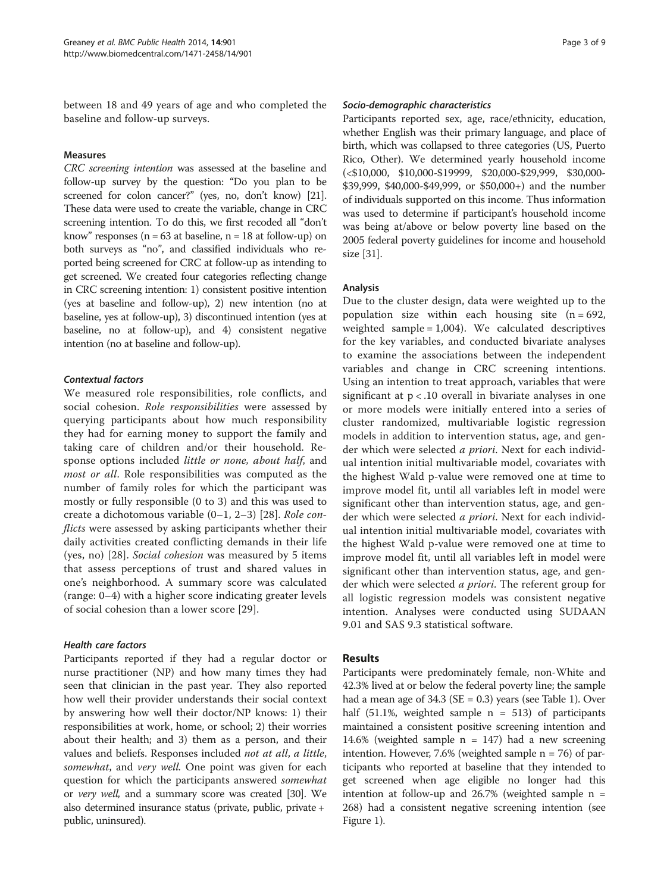between 18 and 49 years of age and who completed the baseline and follow-up surveys.

### Measures

*CRC screening intention* was assessed at the baseline and follow-up survey by the question: "Do you plan to be screened for colon cancer?" (yes, no, don't know) [21]. These data were used to create the variable, change in CRC screening intention. To do this, we first recoded all "don't know" responses (n = 63 at baseline, n = 18 at follow-up) on both surveys as "no", and classified individuals who reported being screened for CRC at follow-up as intending to get screened. We created four categories reflecting change in CRC screening intention: 1) consistent positive intention (yes at baseline and follow-up), 2) new intention (no at baseline, yes at follow-up), 3) discontinued intention (yes at baseline, no at follow-up), and 4) consistent negative intention (no at baseline and follow-up).

#### *Contextual factors*

We measured role responsibilities, role conflicts, and social cohesion. *Role responsibilities* were assessed by querying participants about how much responsibility they had for earning money to support the family and taking care of children and/or their household. Response options included *little or none, about half*, and *most or all*. Role responsibilities was computed as the number of family roles for which the participant was mostly or fully responsible (0 to 3) and this was used to create a dichotomous variable (0–1, 2–3) [28]. *Role conflicts* were assessed by asking participants whether their daily activities created conflicting demands in their life (yes, no) [28]. *Social cohesion* was measured by 5 items that assess perceptions of trust and shared values in one's neighborhood. A summary score was calculated (range: 0–4) with a higher score indicating greater levels of social cohesion than a lower score [29].

#### *Health care factors*

Participants reported if they had a regular doctor or nurse practitioner (NP) and how many times they had seen that clinician in the past year. They also reported how well their provider understands their social context by answering how well their doctor/NP knows: 1) their responsibilities at work, home, or school; 2) their worries about their health; and 3) them as a person, and their values and beliefs. Responses included *not at all*, *a little*, *somewhat*, and *very well.* One point was given for each question for which the participants answered *somewhat* or *very well,* and a summary score was created [30]. We also determined insurance status (private, public, private + public, uninsured).

#### *Socio-demographic characteristics*

Participants reported sex, age, race/ethnicity, education, whether English was their primary language, and place of birth, which was collapsed to three categories (US, Puerto Rico, Other). We determined yearly household income (<$10,000, $10,000-$19999, $20,000-$29,999, $30,000-$39,999, $40,000-$49,999, or $50,000+) and the number of individuals supported on this income. Thus information was used to determine if participant's household income was being at/above or below poverty line based on the 2005 federal poverty guidelines for income and household size [31].

### Analysis

Due to the cluster design, data were weighted up to the population size within each housing site (n = 692, weighted sample = 1,004). We calculated descriptives for the key variables, and conducted bivariate analyses to examine the associations between the independent variables and change in CRC screening intentions. Using an intention to treat approach, variables that were significant at $p < .10$ overall in bivariate analyses in one or more models were initially entered into a series of cluster randomized, multivariable logistic regression models in addition to intervention status, age, and gender which were selected *a priori*. Next for each individual intention initial multivariable model, covariates with the highest Wald p-value were removed one at time to improve model fit, until all variables left in model were significant other than intervention status, age, and gender which were selected *a priori*. Next for each individual intention initial multivariable model, covariates with the highest Wald p-value were removed one at time to improve model fit, until all variables left in model were significant other than intervention status, age, and gender which were selected *a priori*. The referent group for all logistic regression models was consistent negative intention. Analyses were conducted using SUDAAN 9.01 and SAS 9.3 statistical software.

## Results

Participants were predominately female, non-White and 42.3% lived at or below the federal poverty line; the sample had a mean age of 34.3 (SE = 0.3) years (see Table 1). Over half (51.1%, weighted sample n = 513) of participants maintained a consistent positive screening intention and 14.6% (weighted sample n = 147) had a new screening intention. However, 7.6% (weighted sample n = 76) of participants who reported at baseline that they intended to get screened when age eligible no longer had this intention at follow-up and 26.7% (weighted sample n = 268) had a consistent negative screening intention (see Figure 1).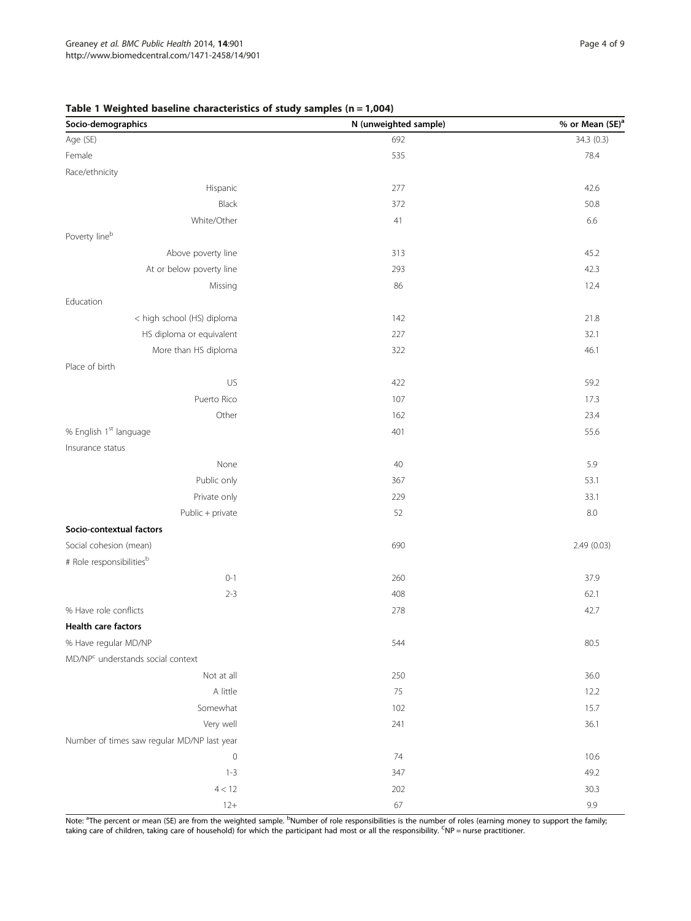**Table 1 Weighted baseline characteristics of study samples (n = 1,004)**

| Socio-demographics | N (unweighted sample) | % or Mean (SE)[a] |
|---|---|---|
| Age (SE) | 692 | 34.3 (0.3) |
| Female | 535 | 78.4 |
| Race/ethnicity | | |
| Hispanic | 277 | 42.6 |
| Black | 372 | 50.8 |
| White/Other | 41 | 6.6 |
| Poverty line[b] | | |
| Above poverty line | 313 | 45.2 |
| At or below poverty line | 293 | 42.3 |
| Missing | 86 | 12.4 |
| Education | | |
| < high school (HS) diploma | 142 | 21.8 |
| HS diploma or equivalent | 227 | 32.1 |
| More than HS diploma | 322 | 46.1 |
| Place of birth | | |
| US | 422 | 59.2 |
| Puerto Rico | 107 | 17.3 |
| Other | 162 | 23.4 |
| % English 1st language | 401 | 55.6 |
| Insurance status | | |
| None | 40 | 5.9 |
| Public only | 367 | 53.1 |
| Private only | 229 | 33.1 |
| Public + private | 52 | 8.0 |
| **Socio-contextual factors** | | |
| Social cohesion (mean) | 690 | 2.49 (0.03) |
| # Role responsibilities[b] | | |
| 0-1 | 260 | 37.9 |
| 2-3 | 408 | 62.1 |
| % Have role conflicts | 278 | 42.7 |
| **Health care factors** | | |
| % Have regular MD/NP | 544 | 80.5 |
| MD/NP[c] understands social context | | |
| Not at all | 250 | 36.0 |
| A little | 75 | 12.2 |
| Somewhat | 102 | 15.7 |
| Very well | 241 | 36.1 |
| Number of times saw regular MD/NP last year | | |
| 0 | 74 | 10.6 |
| 1-3 | 347 | 49.2 |
| 4 < 12 | 202 | 30.3 |
| 12+ | 67 | 9.9 |

Note: [a]The percent or mean (SE) are from the weighted sample. [b]Number of role responsibilities is the number of roles (earning money to support the family; taking care of children, taking care of household) for which the participant had most or all the responsibility. [c]NP = nurse practitioner.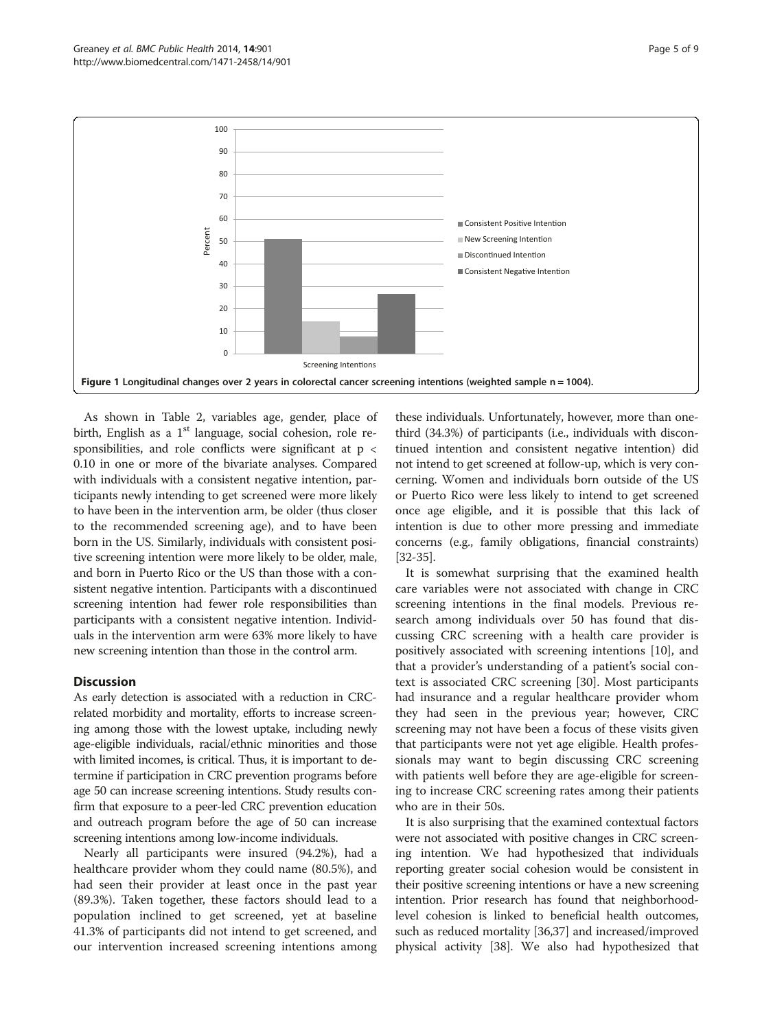Figure 1 Longitudinal changes over 2 years in colorectal cancer screening intentions (weighted sample n = 1004).

As shown in Table 2, variables age, gender, place of birth, English as a 1st language, social cohesion, role responsibilities, and role conflicts were significant at $p < 0.10$ in one or more of the bivariate analyses. Compared with individuals with a consistent negative intention, participants newly intending to get screened were more likely to have been in the intervention arm, be older (thus closer to the recommended screening age), and to have been born in the US. Similarly, individuals with consistent positive screening intention were more likely to be older, male, and born in Puerto Rico or the US than those with a consistent negative intention. Participants with a discontinued screening intention had fewer role responsibilities than participants with a consistent negative intention. Individuals in the intervention arm were 63% more likely to have new screening intention than those in the control arm.

## Discussion

As early detection is associated with a reduction in CRC-related morbidity and mortality, efforts to increase screening among those with the lowest uptake, including newly age-eligible individuals, racial/ethnic minorities and those with limited incomes, is critical. Thus, it is important to determine if participation in CRC prevention programs before age 50 can increase screening intentions. Study results confirm that exposure to a peer-led CRC prevention education and outreach program before the age of 50 can increase screening intentions among low-income individuals.

Nearly all participants were insured (94.2%), had a healthcare provider whom they could name (80.5%), and had seen their provider at least once in the past year (89.3%). Taken together, these factors should lead to a population inclined to get screened, yet at baseline 41.3% of participants did not intend to get screened, and our intervention increased screening intentions among these individuals. Unfortunately, however, more than one-third (34.3%) of participants (i.e., individuals with discontinued intention and consistent negative intention) did not intend to get screened at follow-up, which is very concerning. Women and individuals born outside of the US or Puerto Rico were less likely to intend to get screened once age eligible, and it is possible that this lack of intention is due to other more pressing and immediate concerns (e.g., family obligations, financial constraints) [32-35].

It is somewhat surprising that the examined health care variables were not associated with change in CRC screening intentions in the final models. Previous research among individuals over 50 has found that discussing CRC screening with a health care provider is positively associated with screening intentions [10], and that a provider's understanding of a patient's social context is associated CRC screening [30]. Most participants had insurance and a regular healthcare provider whom they had seen in the previous year; however, CRC screening may not have been a focus of these visits given that participants were not yet age eligible. Health professionals may want to begin discussing CRC screening with patients well before they are age-eligible for screening to increase CRC screening rates among their patients who are in their 50s.

It is also surprising that the examined contextual factors were not associated with positive changes in CRC screening intention. We had hypothesized that individuals reporting greater social cohesion would be consistent in their positive screening intentions or have a new screening intention. Prior research has found that neighborhood-level cohesion is linked to beneficial health outcomes, such as reduced mortality [36,37] and increased/improved physical activity [38]. We also had hypothesized that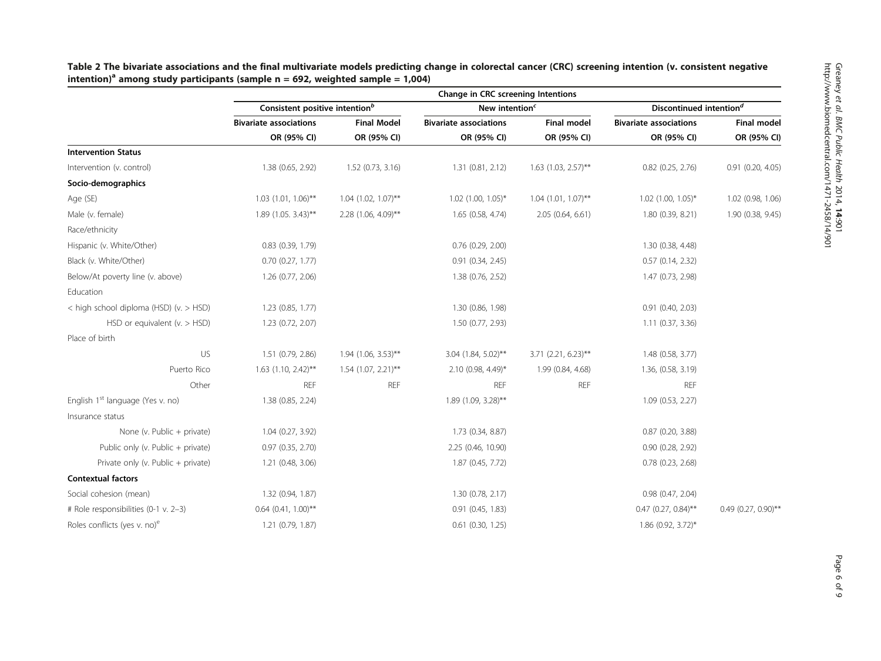**Table 2 The bivariate associations and the final multivariate models predicting change in colorectal cancer (CRC) screening intention (v. consistent negative intention)[a] among study participants (sample n = 692, weighted sample = 1,004)**

| | Change in CRC screening Intentions | | | | | |
|---|---|---|---|---|---|---|
| | Consistent positive intention[b] | | New intention[c] | | Discontinued intention[d] | |
| | Bivariate associations OR (95% CI) | Final Model OR (95% CI) | Bivariate associations OR (95% CI) | Final model OR (95% CI) | Bivariate associations OR (95% CI) | Final model OR (95% CI) |
| **Intervention Status** | | | | | | |
| Intervention (v. control) | 1.38 (0.65, 2.92) | 1.52 (0.73, 3.16) | 1.31 (0.81, 2.12) | 1.63 (1.03, 2.57)** | 0.82 (0.25, 2.76) | 0.91 (0.20, 4.05) |
| **Socio-demographics** | | | | | | |
| Age (SE) | 1.03 (1.01, 1.06)** | 1.04 (1.02, 1.07)** | 1.02 (1.00, 1.05)* | 1.04 (1.01, 1.07)** | 1.02 (1.00, 1.05)* | 1.02 (0.98, 1.06) |
| Male (v. female) | 1.89 (1.05. 3.43)** | 2.28 (1.06, 4.09)** | 1.65 (0.58, 4.74) | 2.05 (0.64, 6.61) | 1.80 (0.39, 8.21) | 1.90 (0.38, 9.45) |
| Race/ethnicity | | | | | | |
| Hispanic (v. White/Other) | 0.83 (0.39, 1.79) | | 0.76 (0.29, 2.00) | | 1.30 (0.38, 4.48) | |
| Black (v. White/Other) | 0.70 (0.27, 1.77) | | 0.91 (0.34, 2.45) | | 0.57 (0.14, 2.32) | |
| Below/At poverty line (v. above) | 1.26 (0.77, 2.06) | | 1.38 (0.76, 2.52) | | 1.47 (0.73, 2.98) | |
| Education | | | | | | |
| < high school diploma (HSD) (v. > HSD) | 1.23 (0.85, 1.77) | | 1.30 (0.86, 1.98) | | 0.91 (0.40, 2.03) | |
| HSD or equivalent (v. > HSD) | 1.23 (0.72, 2.07) | | 1.50 (0.77, 2.93) | | 1.11 (0.37, 3.36) | |
| Place of birth | | | | | | |
| US | 1.51 (0.79, 2.86) | 1.94 (1.06, 3.53)** | 3.04 (1.84, 5.02)** | 3.71 (2.21, 6.23)** | 1.48 (0.58, 3.77) | |
| Puerto Rico | 1.63 (1.10, 2.42)** | 1.54 (1.07, 2.21)** | 2.10 (0.98, 4.49)* | 1.99 (0.84, 4.68) | 1.36, (0.58, 3.19) | |
| Other | REF | REF | REF | REF | REF | |
| English 1[st] language (Yes v. no) | 1.38 (0.85, 2.24) | | 1.89 (1.09, 3.28)** | | 1.09 (0.53, 2.27) | |
| Insurance status | | | | | | |
| None (v. Public + private) | 1.04 (0.27, 3.92) | | 1.73 (0.34, 8.87) | | 0.87 (0.20, 3.88) | |
| Public only (v. Public + private) | 0.97 (0.35, 2.70) | | 2.25 (0.46, 10.90) | | 0.90 (0.28, 2.92) | |
| Private only (v. Public + private) | 1.21 (0.48, 3.06) | | 1.87 (0.45, 7.72) | | 0.78 (0.23, 2.68) | |
| **Contextual factors** | | | | | | |
| Social cohesion (mean) | 1.32 (0.94, 1.87) | | 1.30 (0.78, 2.17) | | 0.98 (0.47, 2.04) | |
| # Role responsibilities (0-1 v. 2–3) | 0.64 (0.41, 1.00)** | | 0.91 (0.45, 1.83) | | 0.47 (0.27, 0.84)** | 0.49 (0.27, 0.90)** |
| Roles conflicts (yes v. no)[e] | 1.21 (0.79, 1.87) | | 0.61 (0.30, 1.25) | | 1.86 (0.92, 3.72)* | |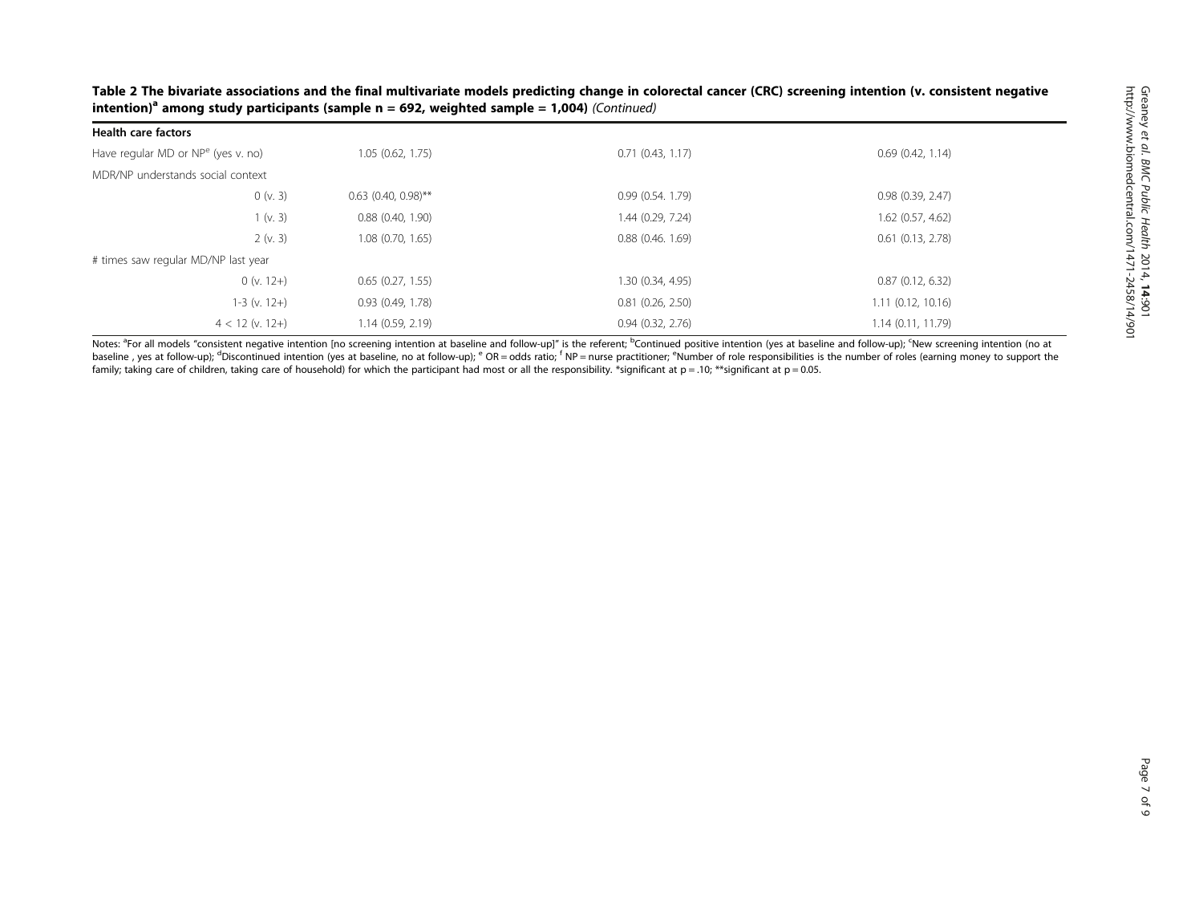**Table 2 The bivariate associations and the final multivariate models predicting change in colorectal cancer (CRC) screening intention (v. consistent negative intention)[a] among study participants (sample n = 692, weighted sample = 1,004)** *(Continued)*

| **Health care factors** | | | |
|---|---|---|---|
| Have regular MD or NP[e] (yes v. no) | 1.05 (0.62, 1.75) | 0.71 (0.43, 1.17) | 0.69 (0.42, 1.14) |
| MDR/NP understands social context | | | |
| 0 (v. 3) | 0.63 (0.40, 0.98)** | 0.99 (0.54. 1.79) | 0.98 (0.39, 2.47) |
| 1 (v. 3) | 0.88 (0.40, 1.90) | 1.44 (0.29, 7.24) | 1.62 (0.57, 4.62) |
| 2 (v. 3) | 1.08 (0.70, 1.65) | 0.88 (0.46. 1.69) | 0.61 (0.13, 2.78) |
| # times saw regular MD/NP last year | | | |
| 0 (v. 12+) | 0.65 (0.27, 1.55) | 1.30 (0.34, 4.95) | 0.87 (0.12, 6.32) |
| 1-3 (v. 12+) | 0.93 (0.49, 1.78) | 0.81 (0.26, 2.50) | 1.11 (0.12, 10.16) |
| 4 < 12 (v. 12+) | 1.14 (0.59, 2.19) | 0.94 (0.32, 2.76) | 1.14 (0.11, 11.79) |

Notes: [a]For all models "consistent negative intention [no screening intention at baseline and follow-up]" is the referent; [b]Continued positive intention (yes at baseline and follow-up); [c]New screening intention (no at baseline , yes at follow-up); [d]Discontinued intention (yes at baseline, no at follow-up); [e] OR = odds ratio; [f] NP = nurse practitioner; [e]Number of role responsibilities is the number of roles (earning money to support the family; taking care of children, taking care of household) for which the participant had most or all the responsibility. *significant at p = .10; **significant at p = 0.05.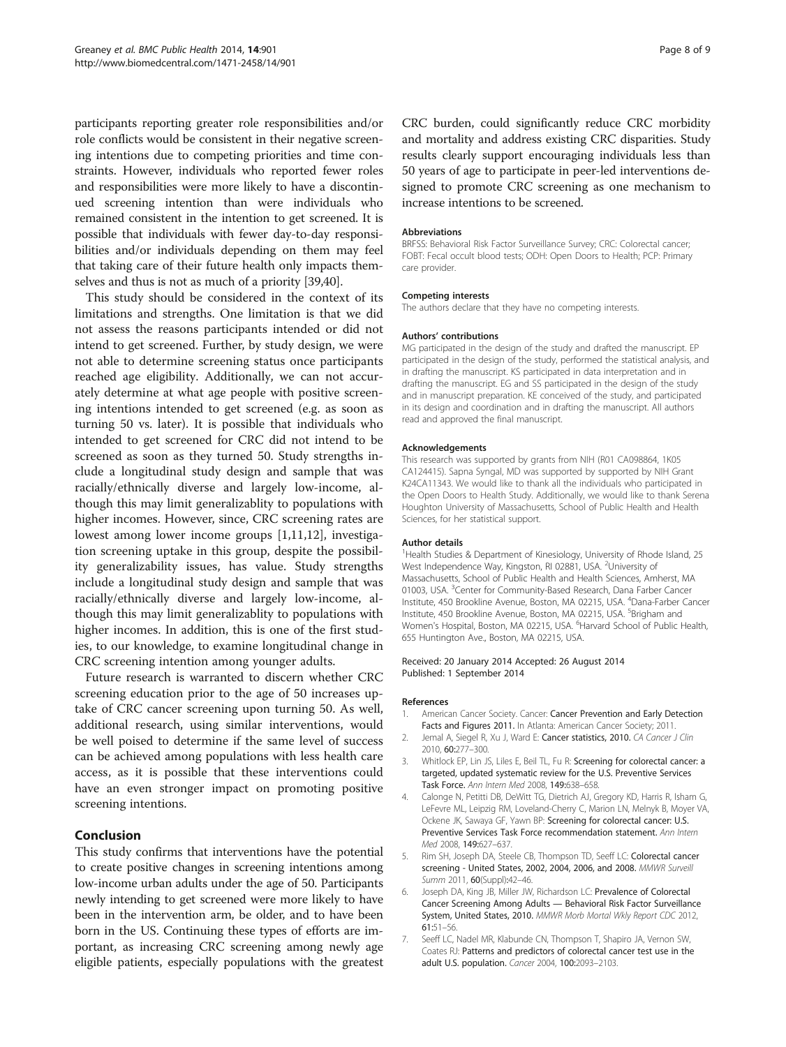participants reporting greater role responsibilities and/or role conflicts would be consistent in their negative screening intentions due to competing priorities and time constraints. However, individuals who reported fewer roles and responsibilities were more likely to have a discontinued screening intention than were individuals who remained consistent in the intention to get screened. It is possible that individuals with fewer day-to-day responsibilities and/or individuals depending on them may feel that taking care of their future health only impacts themselves and thus is not as much of a priority [39,40].

This study should be considered in the context of its limitations and strengths. One limitation is that we did not assess the reasons participants intended or did not intend to get screened. Further, by study design, we were not able to determine screening status once participants reached age eligibility. Additionally, we can not accurately determine at what age people with positive screening intentions intended to get screened (e.g. as soon as turning 50 vs. later). It is possible that individuals who intended to get screened for CRC did not intend to be screened as soon as they turned 50. Study strengths include a longitudinal study design and sample that was racially/ethnically diverse and largely low-income, although this may limit generalizablity to populations with higher incomes. However, since, CRC screening rates are lowest among lower income groups [1,11,12], investigation screening uptake in this group, despite the possibility generalizability issues, has value. Study strengths include a longitudinal study design and sample that was racially/ethnically diverse and largely low-income, although this may limit generalizablity to populations with higher incomes. In addition, this is one of the first studies, to our knowledge, to examine longitudinal change in CRC screening intention among younger adults.

Future research is warranted to discern whether CRC screening education prior to the age of 50 increases uptake of CRC cancer screening upon turning 50. As well, additional research, using similar interventions, would be well poised to determine if the same level of success can be achieved among populations with less health care access, as it is possible that these interventions could have an even stronger impact on promoting positive screening intentions.

## Conclusion

This study confirms that interventions have the potential to create positive changes in screening intentions among low-income urban adults under the age of 50. Participants newly intending to get screened were more likely to have been in the intervention arm, be older, and to have been born in the US. Continuing these types of efforts are important, as increasing CRC screening among newly age eligible patients, especially populations with the greatest CRC burden, could significantly reduce CRC morbidity and mortality and address existing CRC disparities. Study results clearly support encouraging individuals less than 50 years of age to participate in peer-led interventions designed to promote CRC screening as one mechanism to increase intentions to be screened.

#### Abbreviations

BRFSS: Behavioral Risk Factor Surveillance Survey; CRC: Colorectal cancer; FOBT: Fecal occult blood tests; ODH: Open Doors to Health; PCP: Primary care provider.

#### Competing interests

The authors declare that they have no competing interests.

#### Authors' contributions

MG participated in the design of the study and drafted the manuscript. EP participated in the design of the study, performed the statistical analysis, and in drafting the manuscript. KS participated in data interpretation and in drafting the manuscript. EG and SS participated in the design of the study and in manuscript preparation. KE conceived of the study, and participated in its design and coordination and in drafting the manuscript. All authors read and approved the final manuscript.

#### Acknowledgements

This research was supported by grants from NIH (R01 CA098864, 1K05 CA124415). Sapna Syngal, MD was supported by supported by NIH Grant K24CA11343. We would like to thank all the individuals who participated in the Open Doors to Health Study. Additionally, we would like to thank Serena Houghton University of Massachusetts, School of Public Health and Health Sciences, for her statistical support.

#### Author details

[1]Health Studies & Department of Kinesiology, University of Rhode Island, 25 West Independence Way, Kingston, RI 02881, USA. [2]University of Massachusetts, School of Public Health and Health Sciences, Amherst, MA 01003, USA. [3]Center for Community-Based Research, Dana Farber Cancer Institute, 450 Brookline Avenue, Boston, MA 02215, USA. [4]Dana-Farber Cancer Institute, 450 Brookline Avenue, Boston, MA 02215, USA. [5]Brigham and Women's Hospital, Boston, MA 02215, USA. [6]Harvard School of Public Health, 655 Huntington Ave., Boston, MA 02215, USA.

Received: 20 January 2014 Accepted: 26 August 2014
Published: 1 September 2014

#### References

1. American Cancer Society. Cancer: **Cancer Prevention and Early Detection Facts and Figures 2011.** In Atlanta: American Cancer Society; 2011.
2. Jemal A, Siegel R, Xu J, Ward E: **Cancer statistics, 2010.** *CA Cancer J Clin* 2010, **60:**277–300.
3. Whitlock EP, Lin JS, Liles E, Beil TL, Fu R: **Screening for colorectal cancer: a targeted, updated systematic review for the U.S. Preventive Services Task Force.** *Ann Intern Med* 2008, **149:**638–658.
4. Calonge N, Petitti DB, DeWitt TG, Dietrich AJ, Gregory KD, Harris R, Isham G, LeFevre ML, Leipzig RM, Loveland-Cherry C, Marion LN, Melnyk B, Moyer VA, Ockene JK, Sawaya GF, Yawn BP: **Screening for colorectal cancer: U.S. Preventive Services Task Force recommendation statement.** *Ann Intern Med* 2008, **149:**627–637.
5. Rim SH, Joseph DA, Steele CB, Thompson TD, Seeff LC: **Colorectal cancer screening - United States, 2002, 2004, 2006, and 2008.** *MMWR Surveill Summ* 2011, **60**(Suppl)**:**42–46.
6. Joseph DA, King JB, Miller JW, Richardson LC: **Prevalence of Colorectal Cancer Screening Among Adults — Behavioral Risk Factor Surveillance System, United States, 2010.** *MMWR Morb Mortal Wkly Report CDC* 2012, **61:**51–56.
7. Seeff LC, Nadel MR, Klabunde CN, Thompson T, Shapiro JA, Vernon SW, Coates RJ: **Patterns and predictors of colorectal cancer test use in the adult U.S. population.** *Cancer* 2004, **100:**2093–2103.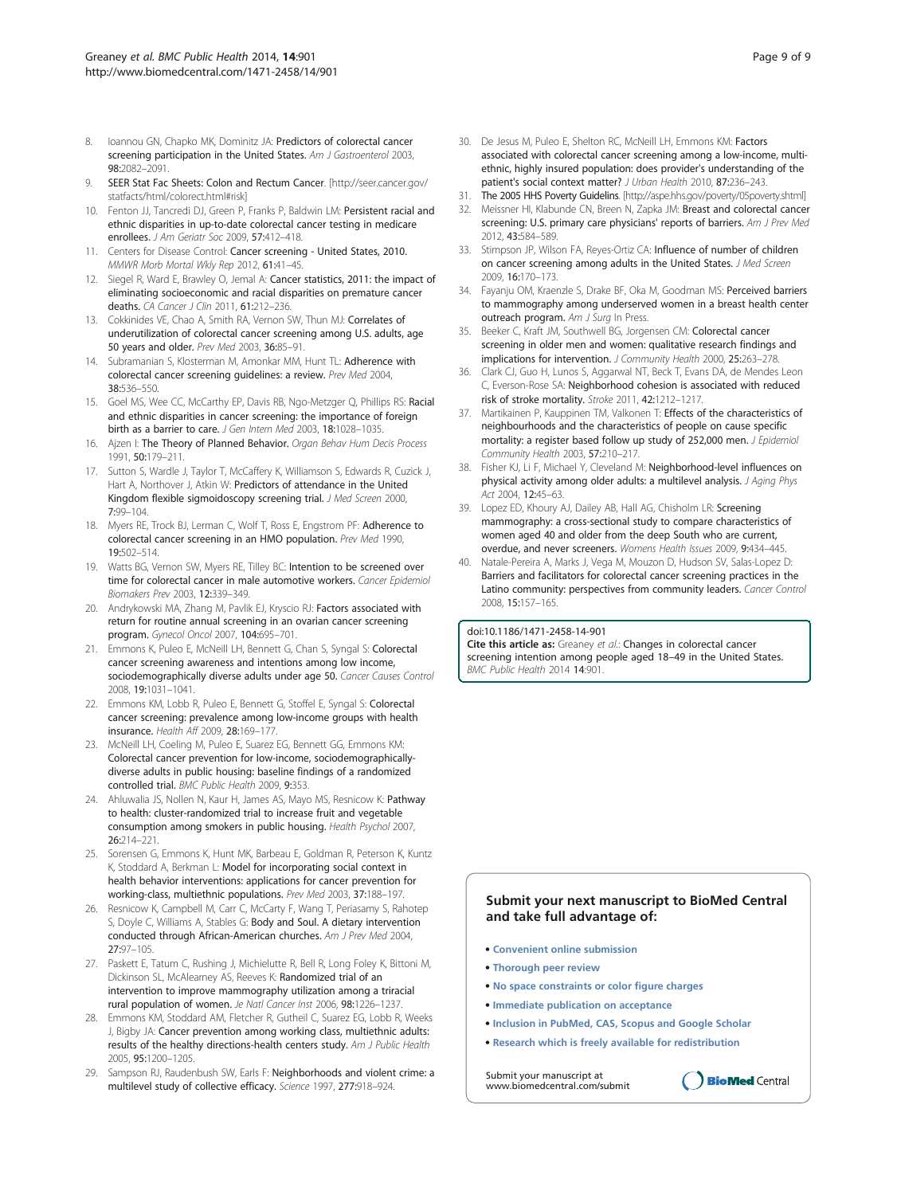8. Ioannou GN, Chapko MK, Dominitz JA: **Predictors of colorectal cancer screening participation in the United States.** *Am J Gastroenterol* 2003, **98:**2082–2091.
9. SEER Stat Fac Sheets: Colon and Rectum Cancer. [http://seer.cancer.gov/statfacts/html/colorect.html#risk]
10. Fenton JJ, Tancredi DJ, Green P, Franks P, Baldwin LM: **Persistent racial and ethnic disparities in up-to-date colorectal cancer testing in medicare enrollees.** *J Am Geriatr Soc* 2009, **57:**412–418.
11. Centers for Disease Control: **Cancer screening - United States, 2010.** *MMWR Morb Mortal Wkly Rep* 2012, **61:**41–45.
12. Siegel R, Ward E, Brawley O, Jemal A: **Cancer statistics, 2011: the impact of eliminating socioeconomic and racial disparities on premature cancer deaths.** *CA Cancer J Clin* 2011, **61:**212–236.
13. Cokkinides VE, Chao A, Smith RA, Vernon SW, Thun MJ: **Correlates of underutilization of colorectal cancer screening among U.S. adults, age 50 years and older.** *Prev Med* 2003, **36:**85–91.
14. Subramanian S, Klosterman M, Amonkar MM, Hunt TL: **Adherence with colorectal cancer screening guidelines: a review.** *Prev Med* 2004, **38:**536–550.
15. Goel MS, Wee CC, McCarthy EP, Davis RB, Ngo-Metzger Q, Phillips RS: **Racial and ethnic disparities in cancer screening: the importance of foreign birth as a barrier to care.** *J Gen Intern Med* 2003, **18:**1028–1035.
16. Ajzen I: **The Theory of Planned Behavior.** *Organ Behav Hum Decis Process* 1991, **50:**179–211.
17. Sutton S, Wardle J, Taylor T, McCaffery K, Williamson S, Edwards R, Cuzick J, Hart A, Northover J, Atkin W: **Predictors of attendance in the United Kingdom flexible sigmoidoscopy screening trial.** *J Med Screen* 2000, **7:**99–104.
18. Myers RE, Trock BJ, Lerman C, Wolf T, Ross E, Engstrom PF: **Adherence to colorectal cancer screening in an HMO population.** *Prev Med* 1990, **19:**502–514.
19. Watts BG, Vernon SW, Myers RE, Tilley BC: **Intention to be screened over time for colorectal cancer in male automotive workers.** *Cancer Epidemiol Biomakers Prev* 2003, **12:**339–349.
20. Andrykowski MA, Zhang M, Pavlik EJ, Kryscio RJ: **Factors associated with return for routine annual screening in an ovarian cancer screening program.** *Gynecol Oncol* 2007, **104:**695–701.
21. Emmons K, Puleo E, McNeill LH, Bennett G, Chan S, Syngal S: **Colorectal cancer screening awareness and intentions among low income, sociodemographically diverse adults under age 50.** *Cancer Causes Control* 2008, **19:**1031–1041.
22. Emmons KM, Lobb R, Puleo E, Bennett G, Stoffel E, Syngal S: **Colorectal cancer screening: prevalence among low-income groups with health insurance.** *Health Aff* 2009, **28:**169–177.
23. McNeill LH, Coeling M, Puleo E, Suarez EG, Bennett GG, Emmons KM: **Colorectal cancer prevention for low-income, sociodemographically-diverse adults in public housing: baseline findings of a randomized controlled trial.** *BMC Public Health* 2009, **9:**353.
24. Ahluwalia JS, Nollen N, Kaur H, James AS, Mayo MS, Resnicow K: **Pathway to health: cluster-randomized trial to increase fruit and vegetable consumption among smokers in public housing.** *Health Psychol* 2007, **26:**214–221.
25. Sorensen G, Emmons K, Hunt MK, Barbeau E, Goldman R, Peterson K, Kuntz K, Stoddard A, Berkman L: **Model for incorporating social context in health behavior interventions: applications for cancer prevention for working-class, multiethnic populations.** *Prev Med* 2003, **37:**188–197.
26. Resnicow K, Campbell M, Carr C, McCarty F, Wang T, Periasamy S, Rahotep S, Doyle C, Williams A, Stables G: **Body and Soul. A dietary intervention conducted through African-American churches.** *Am J Prev Med* 2004, **27:**97–105.
27. Paskett E, Tatum C, Rushing J, Michielutte R, Bell R, Long Foley K, Bittoni M, Dickinson SL, McAlearney AS, Reeves K: **Randomized trial of an intervention to improve mammography utilization among a triracial rural population of women.** *Je Natl Cancer Inst* 2006, **98:**1226–1237.
28. Emmons KM, Stoddard AM, Fletcher R, Gutheil C, Suarez EG, Lobb R, Weeks J, Bigby JA: **Cancer prevention among working class, multiethnic adults: results of the healthy directions-health centers study.** *Am J Public Health* 2005, **95:**1200–1205.
29. Sampson RJ, Raudenbush SW, Earls F: **Neighborhoods and violent crime: a multilevel study of collective efficacy.** *Science* 1997, **277:**918–924.
30. De Jesus M, Puleo E, Shelton RC, McNeill LH, Emmons KM: **Factors associated with colorectal cancer screening among a low-income, multi-ethnic, highly insured population: does provider's understanding of the patient's social context matter?** *J Urban Health* 2010, **87:**236–243.
31. The 2005 HHS Poverty Guidelines. [http://aspe.hhs.gov/poverty/05poverty.shtml]
32. Meissner HI, Klabunde CN, Breen N, Zapka JM: **Breast and colorectal cancer screening: U.S. primary care physicians' reports of barriers.** *Am J Prev Med* 2012, **43:**584–589.
33. Stimpson JP, Wilson FA, Reyes-Ortiz CA: **Influence of number of children on cancer screening among adults in the United States.** *J Med Screen* 2009, **16:**170–173.
34. Fayanju OM, Kraenzle S, Drake BF, Oka M, Goodman MS: **Perceived barriers to mammography among underserved women in a breast health center outreach program.** *Am J Surg* In Press.
35. Beeker C, Kraft JM, Southwell BG, Jorgensen CM: **Colorectal cancer screening in older men and women: qualitative research findings and implications for intervention.** *J Community Health* 2000, **25:**263–278.
36. Clark CJ, Guo H, Lunos S, Aggarwal NT, Beck T, Evans DA, de Mendes Leon C, Everson-Rose SA: **Neighborhood cohesion is associated with reduced risk of stroke mortality.** *Stroke* 2011, **42:**1212–1217.
37. Martikainen P, Kauppinen TM, Valkonen T: **Effects of the characteristics of neighbourhoods and the characteristics of people on cause specific mortality: a register based follow up study of 252,000 men.** *J Epidemiol Community Health* 2003, **57:**210–217.
38. Fisher KJ, Li F, Michael Y, Cleveland M: **Neighborhood-level influences on physical activity among older adults: a multilevel analysis.** *J Aging Phys Act* 2004, **12:**45–63.
39. Lopez ED, Khoury AJ, Dailey AB, Hall AG, Chisholm LR: **Screening mammography: a cross-sectional study to compare characteristics of women aged 40 and older from the deep South who are current, overdue, and never screeners.** *Womens Health Issues* 2009, **9:**434–445.
40. Natale-Pereira A, Marks J, Vega M, Mouzon D, Hudson SV, Salas-Lopez D: **Barriers and facilitators for colorectal cancer screening practices in the Latino community: perspectives from community leaders.** *Cancer Control* 2008, **15:**157–165.

doi:10.1186/1471-2458-14-901

**Cite this article as:** Greaney *et al.*: Changes in colorectal cancer screening intention among people aged 18–49 in the United States. *BMC Public Health* 2014 **14**:901.

**Submit your next manuscript to BioMed Central and take full advantage of:**

- Convenient online submission
- Thorough peer review
- No space constraints or color figure charges
- Immediate publication on acceptance
- Inclusion in PubMed, CAS, Scopus and Google Scholar
- Research which is freely available for redistribution

Submit your manuscript at www.biomedcentral.com/submit

BioMed Central